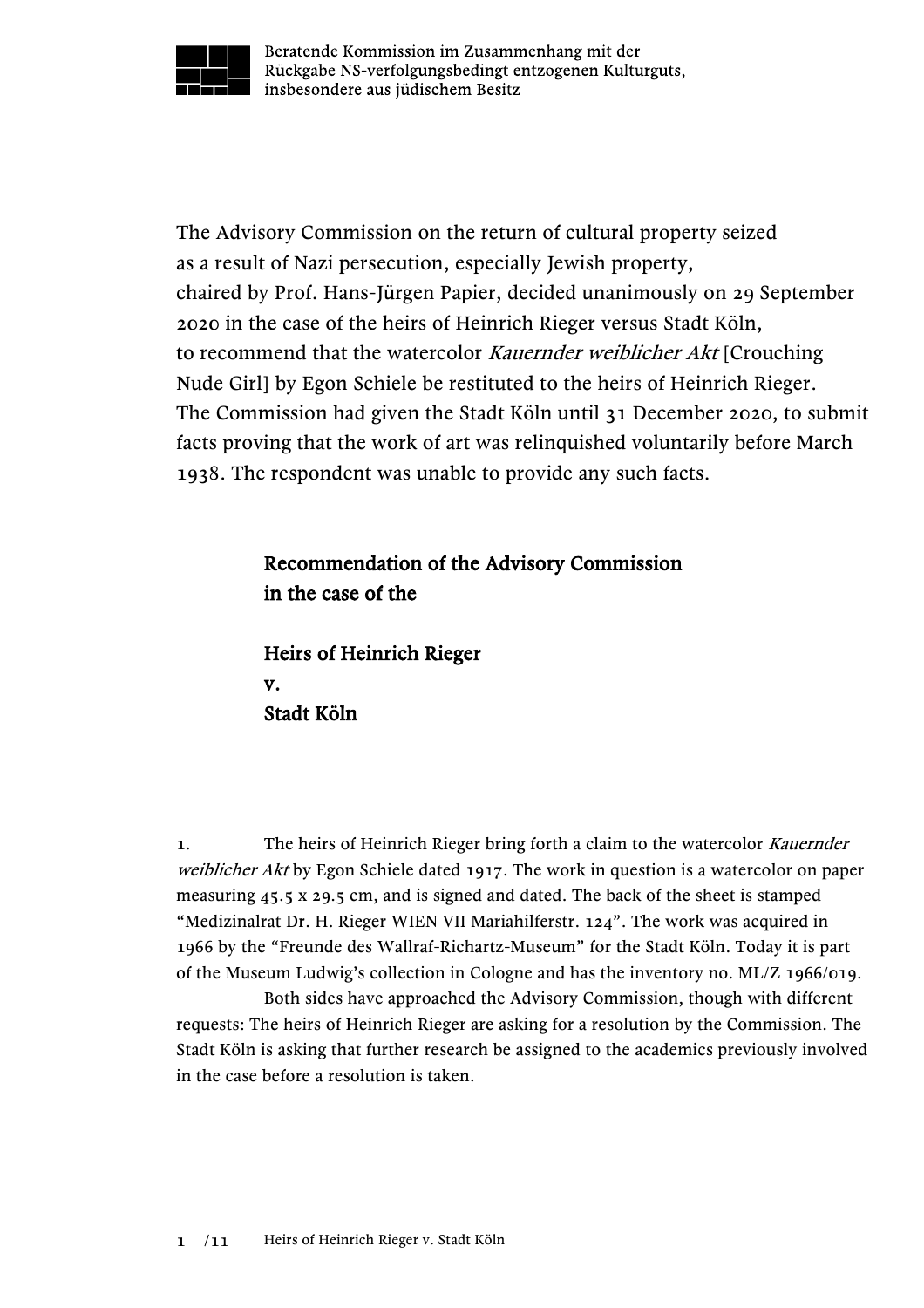Beratende Kommission im Zusammenhang mit der Rückgabe NS-verfolgungsbedingt entzogenen Kulturguts, insbesondere aus jüdischem Besitz

The Advisory Commission on the return of cultural property seized as a result of Nazi persecution, especially Jewish property, chaired by Prof. Hans-Jürgen Papier, decided unanimously on 29 September 2020 in the case of the heirs of Heinrich Rieger versus Stadt Köln, to recommend that the watercolor *Kauernder weiblicher Akt* [Crouching Nude Girl] by Egon Schiele be restituted to the heirs of Heinrich Rieger. The Commission had given the Stadt Köln until 31 December 2020, to submit facts proving that the work of art was relinquished voluntarily before March 1938. The respondent was unable to provide any such facts.

**Recommendation of the Advisory Commission in the case of the**

**Heirs of Heinrich Rieger**
**v.**
**Stadt Köln**

1. The heirs of Heinrich Rieger bring forth a claim to the watercolor *Kauernder weiblicher Akt* by Egon Schiele dated 1917. The work in question is a watercolor on paper measuring 45.5 x 29.5 cm, and is signed and dated. The back of the sheet is stamped "Medizinalrat Dr. H. Rieger WIEN VII Mariahilferstr. 124". The work was acquired in 1966 by the "Freunde des Wallraf-Richartz-Museum" for the Stadt Köln. Today it is part of the Museum Ludwig's collection in Cologne and has the inventory no. ML/Z 1966/019.

Both sides have approached the Advisory Commission, though with different requests: The heirs of Heinrich Rieger are asking for a resolution by the Commission. The Stadt Köln is asking that further research be assigned to the academics previously involved in the case before a resolution is taken.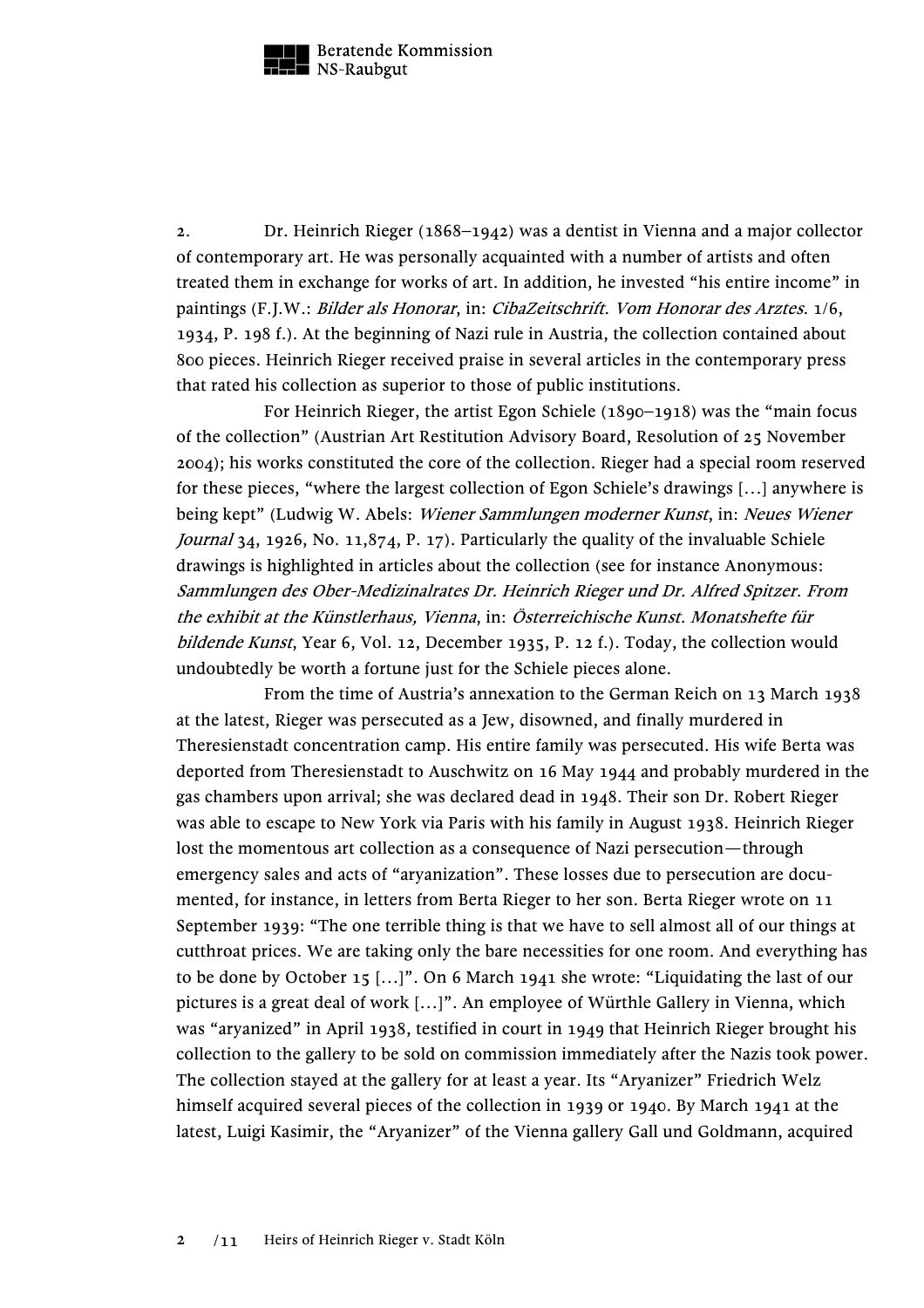2. Dr. Heinrich Rieger (1868–1942) was a dentist in Vienna and a major collector of contemporary art. He was personally acquainted with a number of artists and often treated them in exchange for works of art. In addition, he invested "his entire income" in paintings (F.J.W.: *Bilder als Honorar*, in: *CibaZeitschrift. Vom Honorar des Arztes*. 1/6, 1934, P. 198 f.). At the beginning of Nazi rule in Austria, the collection contained about 800 pieces. Heinrich Rieger received praise in several articles in the contemporary press that rated his collection as superior to those of public institutions.

For Heinrich Rieger, the artist Egon Schiele (1890–1918) was the "main focus of the collection" (Austrian Art Restitution Advisory Board, Resolution of 25 November 2004); his works constituted the core of the collection. Rieger had a special room reserved for these pieces, "where the largest collection of Egon Schiele's drawings […] anywhere is being kept" (Ludwig W. Abels: *Wiener Sammlungen moderner Kunst*, in: *Neues Wiener Journal* 34, 1926, No. 11,874, P. 17). Particularly the quality of the invaluable Schiele drawings is highlighted in articles about the collection (see for instance Anonymous: *Sammlungen des Ober-Medizinalrates Dr. Heinrich Rieger und Dr. Alfred Spitzer. From the exhibit at the Künstlerhaus, Vienna*, in: *Österreichische Kunst. Monatshefte für bildende Kunst*, Year 6, Vol. 12, December 1935, P. 12 f.). Today, the collection would undoubtedly be worth a fortune just for the Schiele pieces alone.

From the time of Austria's annexation to the German Reich on 13 March 1938 at the latest, Rieger was persecuted as a Jew, disowned, and finally murdered in Theresienstadt concentration camp. His entire family was persecuted. His wife Berta was deported from Theresienstadt to Auschwitz on 16 May 1944 and probably murdered in the gas chambers upon arrival; she was declared dead in 1948. Their son Dr. Robert Rieger was able to escape to New York via Paris with his family in August 1938. Heinrich Rieger lost the momentous art collection as a consequence of Nazi persecution—through emergency sales and acts of "aryanization". These losses due to persecution are documented, for instance, in letters from Berta Rieger to her son. Berta Rieger wrote on 11 September 1939: "The one terrible thing is that we have to sell almost all of our things at cutthroat prices. We are taking only the bare necessities for one room. And everything has to be done by October 15 […]". On 6 March 1941 she wrote: "Liquidating the last of our pictures is a great deal of work […]". An employee of Würthle Gallery in Vienna, which was "aryanized" in April 1938, testified in court in 1949 that Heinrich Rieger brought his collection to the gallery to be sold on commission immediately after the Nazis took power. The collection stayed at the gallery for at least a year. Its "Aryanizer" Friedrich Welz himself acquired several pieces of the collection in 1939 or 1940. By March 1941 at the latest, Luigi Kasimir, the "Aryanizer" of the Vienna gallery Gall und Goldmann, acquired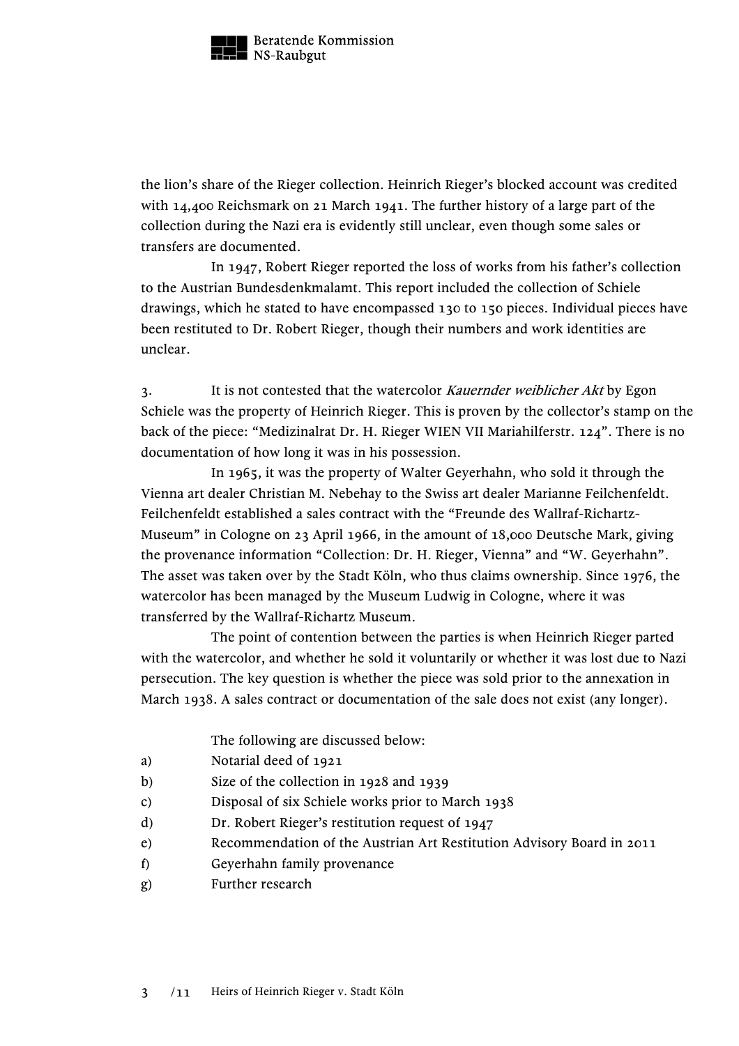the lion's share of the Rieger collection. Heinrich Rieger's blocked account was credited with 14,400 Reichsmark on 21 March 1941. The further history of a large part of the collection during the Nazi era is evidently still unclear, even though some sales or transfers are documented.

In 1947, Robert Rieger reported the loss of works from his father's collection to the Austrian Bundesdenkmalamt. This report included the collection of Schiele drawings, which he stated to have encompassed 130 to 150 pieces. Individual pieces have been restituted to Dr. Robert Rieger, though their numbers and work identities are unclear.

3. It is not contested that the watercolor *Kauernder weiblicher Akt* by Egon Schiele was the property of Heinrich Rieger. This is proven by the collector's stamp on the back of the piece: "Medizinalrat Dr. H. Rieger WIEN VII Mariahilferstr. 124". There is no documentation of how long it was in his possession.

In 1965, it was the property of Walter Geyerhahn, who sold it through the Vienna art dealer Christian M. Nebehay to the Swiss art dealer Marianne Feilchenfeldt. Feilchenfeldt established a sales contract with the "Freunde des Wallraf-Richartz-Museum" in Cologne on 23 April 1966, in the amount of 18,000 Deutsche Mark, giving the provenance information "Collection: Dr. H. Rieger, Vienna" and "W. Geyerhahn". The asset was taken over by the Stadt Köln, who thus claims ownership. Since 1976, the watercolor has been managed by the Museum Ludwig in Cologne, where it was transferred by the Wallraf-Richartz Museum.

The point of contention between the parties is when Heinrich Rieger parted with the watercolor, and whether he sold it voluntarily or whether it was lost due to Nazi persecution. The key question is whether the piece was sold prior to the annexation in March 1938. A sales contract or documentation of the sale does not exist (any longer).

The following are discussed below:

a) Notarial deed of 1921
b) Size of the collection in 1928 and 1939
c) Disposal of six Schiele works prior to March 1938
d) Dr. Robert Rieger's restitution request of 1947
e) Recommendation of the Austrian Art Restitution Advisory Board in 2011
f) Geyerhahn family provenance
g) Further research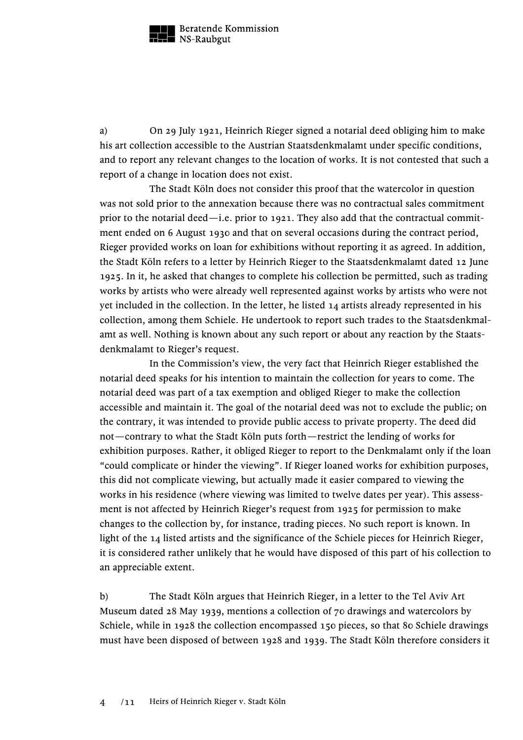a) On 29 July 1921, Heinrich Rieger signed a notarial deed obliging him to make his art collection accessible to the Austrian Staatsdenkmalamt under specific conditions, and to report any relevant changes to the location of works. It is not contested that such a report of a change in location does not exist.

The Stadt Köln does not consider this proof that the watercolor in question was not sold prior to the annexation because there was no contractual sales commitment prior to the notarial deed—i.e. prior to 1921. They also add that the contractual commitment ended on 6 August 1930 and that on several occasions during the contract period, Rieger provided works on loan for exhibitions without reporting it as agreed. In addition, the Stadt Köln refers to a letter by Heinrich Rieger to the Staatsdenkmalamt dated 12 June 1925. In it, he asked that changes to complete his collection be permitted, such as trading works by artists who were already well represented against works by artists who were not yet included in the collection. In the letter, he listed 14 artists already represented in his collection, among them Schiele. He undertook to report such trades to the Staatsdenkmalamt as well. Nothing is known about any such report or about any reaction by the Staatsdenkmalamt to Rieger's request.

In the Commission's view, the very fact that Heinrich Rieger established the notarial deed speaks for his intention to maintain the collection for years to come. The notarial deed was part of a tax exemption and obliged Rieger to make the collection accessible and maintain it. The goal of the notarial deed was not to exclude the public; on the contrary, it was intended to provide public access to private property. The deed did not—contrary to what the Stadt Köln puts forth—restrict the lending of works for exhibition purposes. Rather, it obliged Rieger to report to the Denkmalamt only if the loan "could complicate or hinder the viewing". If Rieger loaned works for exhibition purposes, this did not complicate viewing, but actually made it easier compared to viewing the works in his residence (where viewing was limited to twelve dates per year). This assessment is not affected by Heinrich Rieger's request from 1925 for permission to make changes to the collection by, for instance, trading pieces. No such report is known. In light of the 14 listed artists and the significance of the Schiele pieces for Heinrich Rieger, it is considered rather unlikely that he would have disposed of this part of his collection to an appreciable extent.

b) The Stadt Köln argues that Heinrich Rieger, in a letter to the Tel Aviv Art Museum dated 28 May 1939, mentions a collection of 70 drawings and watercolors by Schiele, while in 1928 the collection encompassed 150 pieces, so that 80 Schiele drawings must have been disposed of between 1928 and 1939. The Stadt Köln therefore considers it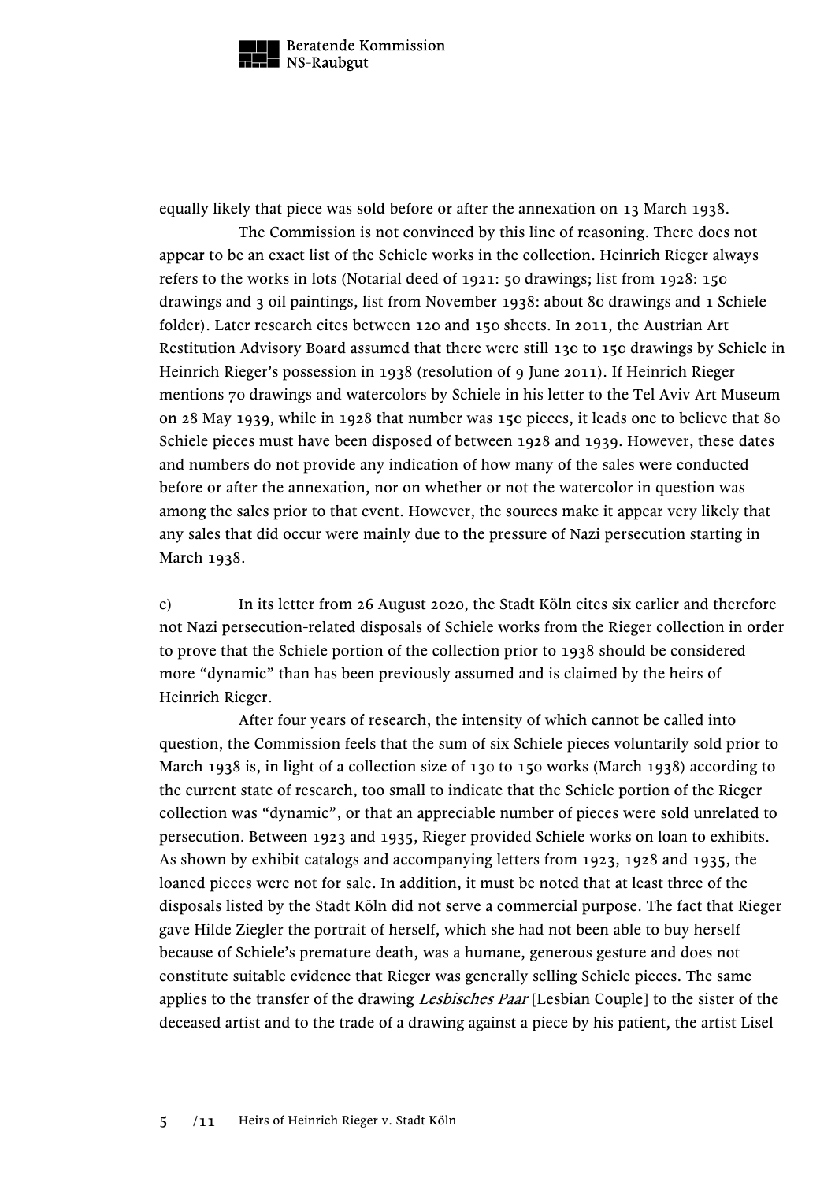equally likely that piece was sold before or after the annexation on 13 March 1938.

The Commission is not convinced by this line of reasoning. There does not appear to be an exact list of the Schiele works in the collection. Heinrich Rieger always refers to the works in lots (Notarial deed of 1921: 50 drawings; list from 1928: 150 drawings and 3 oil paintings, list from November 1938: about 80 drawings and 1 Schiele folder). Later research cites between 120 and 150 sheets. In 2011, the Austrian Art Restitution Advisory Board assumed that there were still 130 to 150 drawings by Schiele in Heinrich Rieger's possession in 1938 (resolution of 9 June 2011). If Heinrich Rieger mentions 70 drawings and watercolors by Schiele in his letter to the Tel Aviv Art Museum on 28 May 1939, while in 1928 that number was 150 pieces, it leads one to believe that 80 Schiele pieces must have been disposed of between 1928 and 1939. However, these dates and numbers do not provide any indication of how many of the sales were conducted before or after the annexation, nor on whether or not the watercolor in question was among the sales prior to that event. However, the sources make it appear very likely that any sales that did occur were mainly due to the pressure of Nazi persecution starting in March 1938.

c) In its letter from 26 August 2020, the Stadt Köln cites six earlier and therefore not Nazi persecution-related disposals of Schiele works from the Rieger collection in order to prove that the Schiele portion of the collection prior to 1938 should be considered more "dynamic" than has been previously assumed and is claimed by the heirs of Heinrich Rieger.

After four years of research, the intensity of which cannot be called into question, the Commission feels that the sum of six Schiele pieces voluntarily sold prior to March 1938 is, in light of a collection size of 130 to 150 works (March 1938) according to the current state of research, too small to indicate that the Schiele portion of the Rieger collection was "dynamic", or that an appreciable number of pieces were sold unrelated to persecution. Between 1923 and 1935, Rieger provided Schiele works on loan to exhibits. As shown by exhibit catalogs and accompanying letters from 1923, 1928 and 1935, the loaned pieces were not for sale. In addition, it must be noted that at least three of the disposals listed by the Stadt Köln did not serve a commercial purpose. The fact that Rieger gave Hilde Ziegler the portrait of herself, which she had not been able to buy herself because of Schiele's premature death, was a humane, generous gesture and does not constitute suitable evidence that Rieger was generally selling Schiele pieces. The same applies to the transfer of the drawing *Lesbisches Paar* [Lesbian Couple] to the sister of the deceased artist and to the trade of a drawing against a piece by his patient, the artist Lisel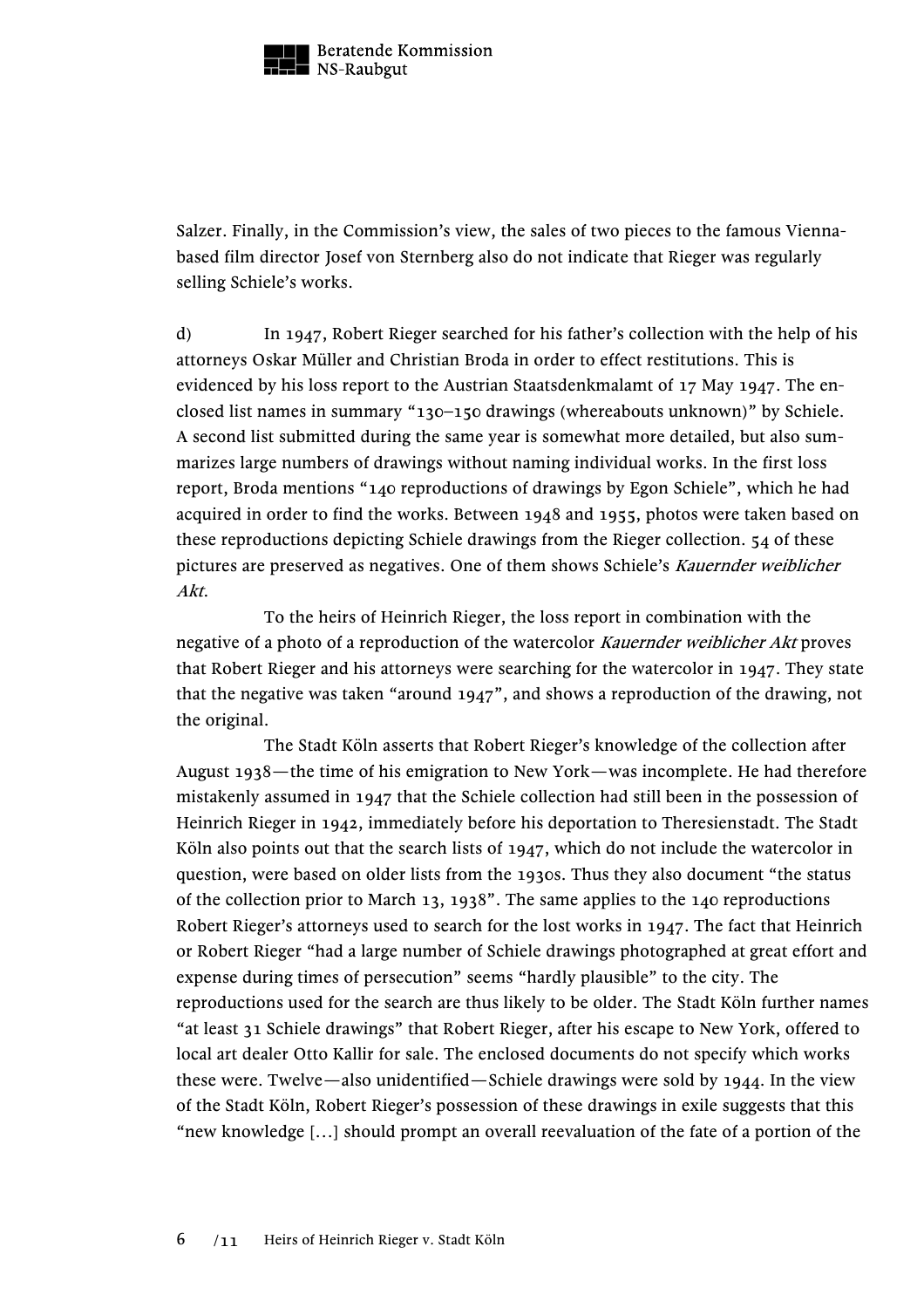Salzer. Finally, in the Commission's view, the sales of two pieces to the famous Vienna-based film director Josef von Sternberg also do not indicate that Rieger was regularly selling Schiele's works.

d) In 1947, Robert Rieger searched for his father's collection with the help of his attorneys Oskar Müller and Christian Broda in order to effect restitutions. This is evidenced by his loss report to the Austrian Staatsdenkmalamt of 17 May 1947. The enclosed list names in summary "130–150 drawings (whereabouts unknown)" by Schiele. A second list submitted during the same year is somewhat more detailed, but also summarizes large numbers of drawings without naming individual works. In the first loss report, Broda mentions "140 reproductions of drawings by Egon Schiele", which he had acquired in order to find the works. Between 1948 and 1955, photos were taken based on these reproductions depicting Schiele drawings from the Rieger collection. 54 of these pictures are preserved as negatives. One of them shows Schiele's *Kauernder weiblicher Akt*.

To the heirs of Heinrich Rieger, the loss report in combination with the negative of a photo of a reproduction of the watercolor *Kauernder weiblicher Akt* proves that Robert Rieger and his attorneys were searching for the watercolor in 1947. They state that the negative was taken "around 1947", and shows a reproduction of the drawing, not the original.

The Stadt Köln asserts that Robert Rieger's knowledge of the collection after August 1938—the time of his emigration to New York—was incomplete. He had therefore mistakenly assumed in 1947 that the Schiele collection had still been in the possession of Heinrich Rieger in 1942, immediately before his deportation to Theresienstadt. The Stadt Köln also points out that the search lists of 1947, which do not include the watercolor in question, were based on older lists from the 1930s. Thus they also document "the status of the collection prior to March 13, 1938". The same applies to the 140 reproductions Robert Rieger's attorneys used to search for the lost works in 1947. The fact that Heinrich or Robert Rieger "had a large number of Schiele drawings photographed at great effort and expense during times of persecution" seems "hardly plausible" to the city. The reproductions used for the search are thus likely to be older. The Stadt Köln further names "at least 31 Schiele drawings" that Robert Rieger, after his escape to New York, offered to local art dealer Otto Kallir for sale. The enclosed documents do not specify which works these were. Twelve—also unidentified—Schiele drawings were sold by 1944. In the view of the Stadt Köln, Robert Rieger's possession of these drawings in exile suggests that this "new knowledge […] should prompt an overall reevaluation of the fate of a portion of the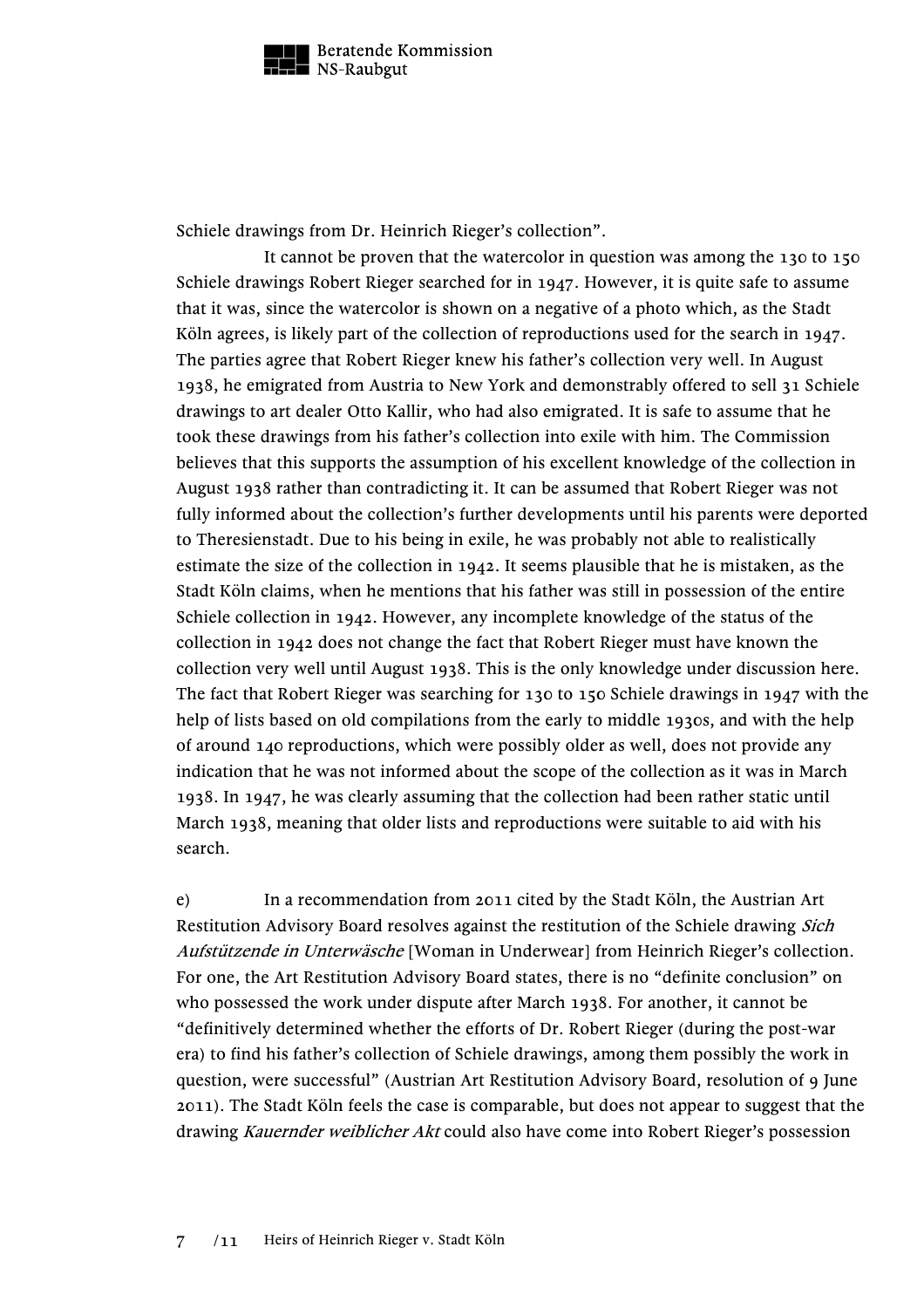Schiele drawings from Dr. Heinrich Rieger's collection".

It cannot be proven that the watercolor in question was among the 130 to 150 Schiele drawings Robert Rieger searched for in 1947. However, it is quite safe to assume that it was, since the watercolor is shown on a negative of a photo which, as the Stadt Köln agrees, is likely part of the collection of reproductions used for the search in 1947. The parties agree that Robert Rieger knew his father's collection very well. In August 1938, he emigrated from Austria to New York and demonstrably offered to sell 31 Schiele drawings to art dealer Otto Kallir, who had also emigrated. It is safe to assume that he took these drawings from his father's collection into exile with him. The Commission believes that this supports the assumption of his excellent knowledge of the collection in August 1938 rather than contradicting it. It can be assumed that Robert Rieger was not fully informed about the collection's further developments until his parents were deported to Theresienstadt. Due to his being in exile, he was probably not able to realistically estimate the size of the collection in 1942. It seems plausible that he is mistaken, as the Stadt Köln claims, when he mentions that his father was still in possession of the entire Schiele collection in 1942. However, any incomplete knowledge of the status of the collection in 1942 does not change the fact that Robert Rieger must have known the collection very well until August 1938. This is the only knowledge under discussion here. The fact that Robert Rieger was searching for 130 to 150 Schiele drawings in 1947 with the help of lists based on old compilations from the early to middle 1930s, and with the help of around 140 reproductions, which were possibly older as well, does not provide any indication that he was not informed about the scope of the collection as it was in March 1938. In 1947, he was clearly assuming that the collection had been rather static until March 1938, meaning that older lists and reproductions were suitable to aid with his search.

e) In a recommendation from 2011 cited by the Stadt Köln, the Austrian Art Restitution Advisory Board resolves against the restitution of the Schiele drawing *Sich Aufstützende in Unterwäsche* [Woman in Underwear] from Heinrich Rieger's collection. For one, the Art Restitution Advisory Board states, there is no "definite conclusion" on who possessed the work under dispute after March 1938. For another, it cannot be "definitively determined whether the efforts of Dr. Robert Rieger (during the post-war era) to find his father's collection of Schiele drawings, among them possibly the work in question, were successful" (Austrian Art Restitution Advisory Board, resolution of 9 June 2011). The Stadt Köln feels the case is comparable, but does not appear to suggest that the drawing *Kauernder weiblicher Akt* could also have come into Robert Rieger's possession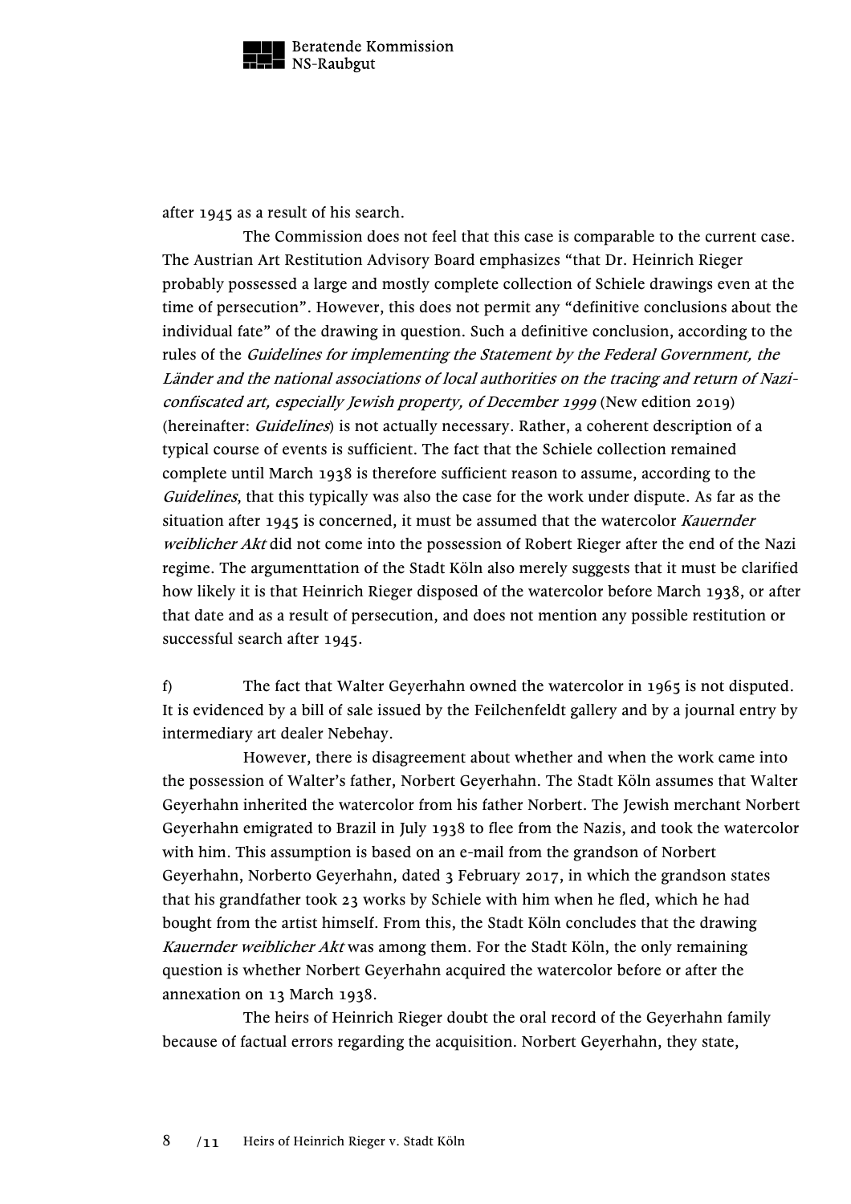after 1945 as a result of his search.

The Commission does not feel that this case is comparable to the current case. The Austrian Art Restitution Advisory Board emphasizes "that Dr. Heinrich Rieger probably possessed a large and mostly complete collection of Schiele drawings even at the time of persecution". However, this does not permit any "definitive conclusions about the individual fate" of the drawing in question. Such a definitive conclusion, according to the rules of the *Guidelines for implementing the Statement by the Federal Government, the Länder and the national associations of local authorities on the tracing and return of Nazi-confiscated art, especially Jewish property, of December 1999* (New edition 2019) (hereinafter: *Guidelines*) is not actually necessary. Rather, a coherent description of a typical course of events is sufficient. The fact that the Schiele collection remained complete until March 1938 is therefore sufficient reason to assume, according to the *Guidelines*, that this typically was also the case for the work under dispute. As far as the situation after 1945 is concerned, it must be assumed that the watercolor *Kauernder weiblicher Akt* did not come into the possession of Robert Rieger after the end of the Nazi regime. The argumenttation of the Stadt Köln also merely suggests that it must be clarified how likely it is that Heinrich Rieger disposed of the watercolor before March 1938, or after that date and as a result of persecution, and does not mention any possible restitution or successful search after 1945.

f) The fact that Walter Geyerhahn owned the watercolor in 1965 is not disputed. It is evidenced by a bill of sale issued by the Feilchenfeldt gallery and by a journal entry by intermediary art dealer Nebehay.

However, there is disagreement about whether and when the work came into the possession of Walter's father, Norbert Geyerhahn. The Stadt Köln assumes that Walter Geyerhahn inherited the watercolor from his father Norbert. The Jewish merchant Norbert Geyerhahn emigrated to Brazil in July 1938 to flee from the Nazis, and took the watercolor with him. This assumption is based on an e-mail from the grandson of Norbert Geyerhahn, Norberto Geyerhahn, dated 3 February 2017, in which the grandson states that his grandfather took 23 works by Schiele with him when he fled, which he had bought from the artist himself. From this, the Stadt Köln concludes that the drawing *Kauernder weiblicher Akt* was among them. For the Stadt Köln, the only remaining question is whether Norbert Geyerhahn acquired the watercolor before or after the annexation on 13 March 1938.

The heirs of Heinrich Rieger doubt the oral record of the Geyerhahn family because of factual errors regarding the acquisition. Norbert Geyerhahn, they state,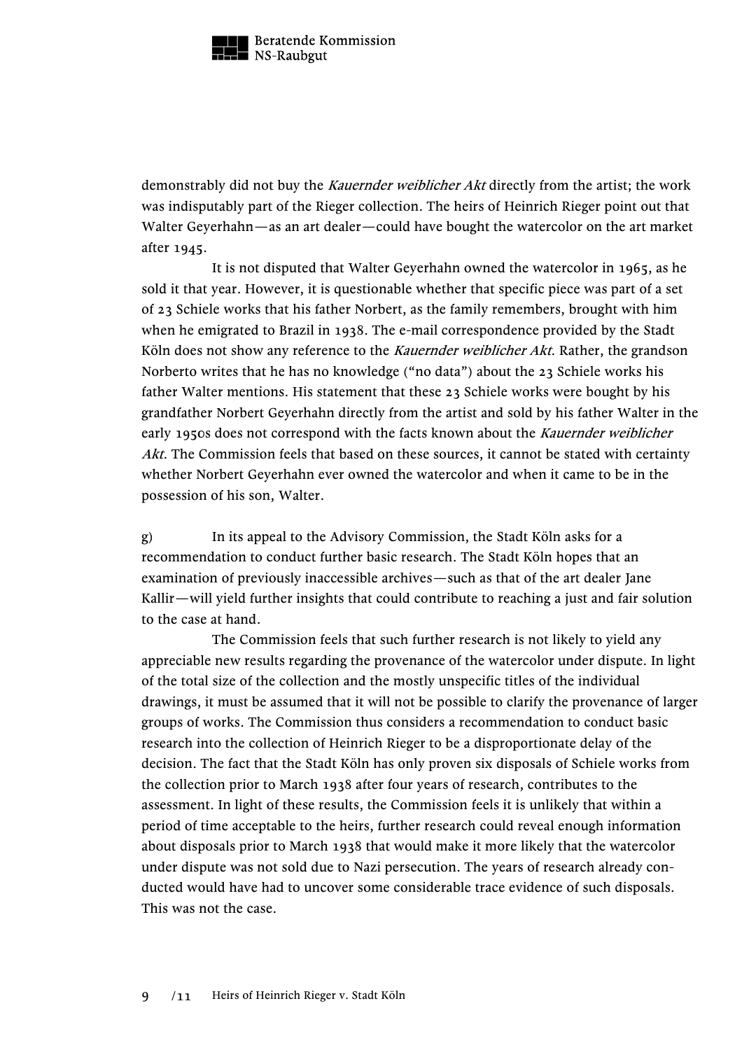demonstrably did not buy the *Kauernder weiblicher Akt* directly from the artist; the work was indisputably part of the Rieger collection. The heirs of Heinrich Rieger point out that Walter Geyerhahn—as an art dealer—could have bought the watercolor on the art market after 1945.

It is not disputed that Walter Geyerhahn owned the watercolor in 1965, as he sold it that year. However, it is questionable whether that specific piece was part of a set of 23 Schiele works that his father Norbert, as the family remembers, brought with him when he emigrated to Brazil in 1938. The e-mail correspondence provided by the Stadt Köln does not show any reference to the *Kauernder weiblicher Akt*. Rather, the grandson Norberto writes that he has no knowledge ("no data") about the 23 Schiele works his father Walter mentions. His statement that these 23 Schiele works were bought by his grandfather Norbert Geyerhahn directly from the artist and sold by his father Walter in the early 1950s does not correspond with the facts known about the *Kauernder weiblicher Akt*. The Commission feels that based on these sources, it cannot be stated with certainty whether Norbert Geyerhahn ever owned the watercolor and when it came to be in the possession of his son, Walter.

g) In its appeal to the Advisory Commission, the Stadt Köln asks for a recommendation to conduct further basic research. The Stadt Köln hopes that an examination of previously inaccessible archives—such as that of the art dealer Jane Kallir—will yield further insights that could contribute to reaching a just and fair solution to the case at hand.

The Commission feels that such further research is not likely to yield any appreciable new results regarding the provenance of the watercolor under dispute. In light of the total size of the collection and the mostly unspecific titles of the individual drawings, it must be assumed that it will not be possible to clarify the provenance of larger groups of works. The Commission thus considers a recommendation to conduct basic research into the collection of Heinrich Rieger to be a disproportionate delay of the decision. The fact that the Stadt Köln has only proven six disposals of Schiele works from the collection prior to March 1938 after four years of research, contributes to the assessment. In light of these results, the Commission feels it is unlikely that within a period of time acceptable to the heirs, further research could reveal enough information about disposals prior to March 1938 that would make it more likely that the watercolor under dispute was not sold due to Nazi persecution. The years of research already conducted would have had to uncover some considerable trace evidence of such disposals. This was not the case.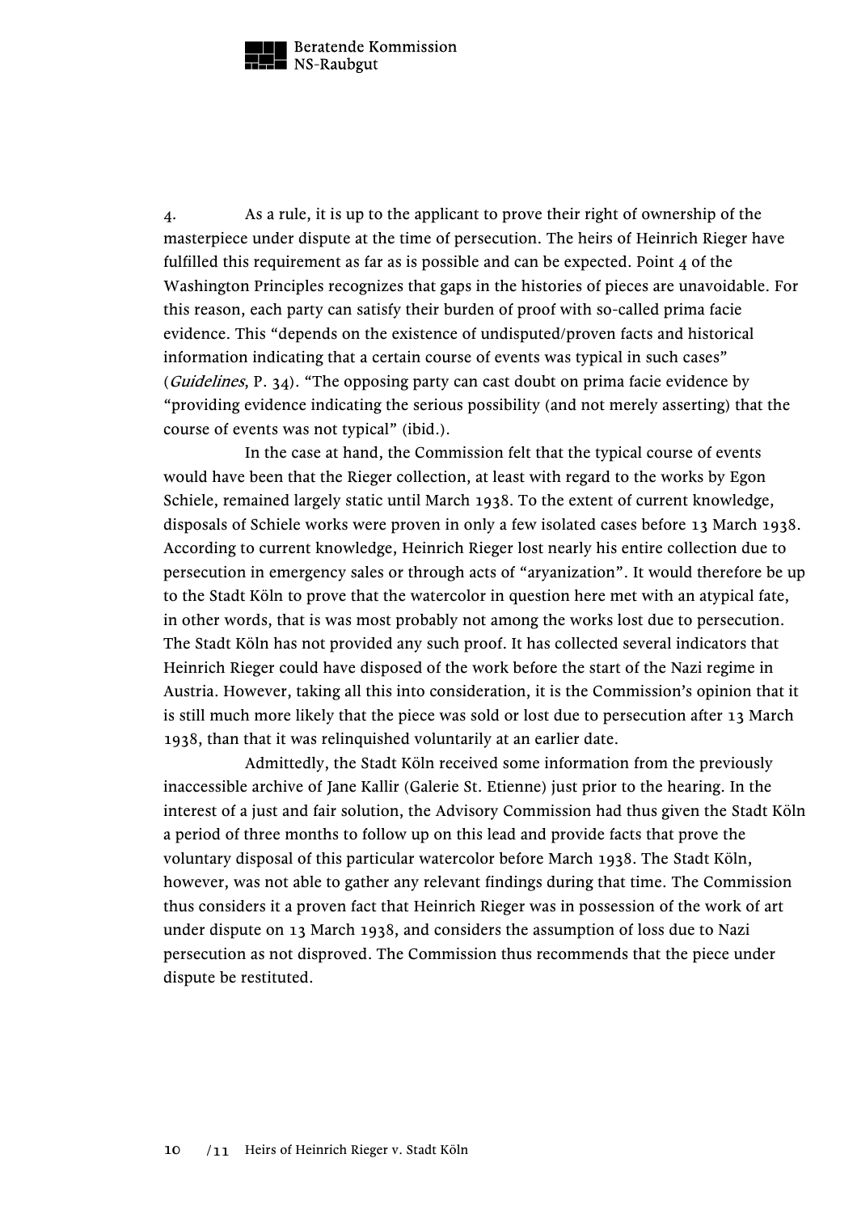4. As a rule, it is up to the applicant to prove their right of ownership of the masterpiece under dispute at the time of persecution. The heirs of Heinrich Rieger have fulfilled this requirement as far as is possible and can be expected. Point 4 of the Washington Principles recognizes that gaps in the histories of pieces are unavoidable. For this reason, each party can satisfy their burden of proof with so-called prima facie evidence. This "depends on the existence of undisputed/proven facts and historical information indicating that a certain course of events was typical in such cases" (*Guidelines*, P. 34). "The opposing party can cast doubt on prima facie evidence by "providing evidence indicating the serious possibility (and not merely asserting) that the course of events was not typical" (ibid.).

In the case at hand, the Commission felt that the typical course of events would have been that the Rieger collection, at least with regard to the works by Egon Schiele, remained largely static until March 1938. To the extent of current knowledge, disposals of Schiele works were proven in only a few isolated cases before 13 March 1938. According to current knowledge, Heinrich Rieger lost nearly his entire collection due to persecution in emergency sales or through acts of "aryanization". It would therefore be up to the Stadt Köln to prove that the watercolor in question here met with an atypical fate, in other words, that is was most probably not among the works lost due to persecution. The Stadt Köln has not provided any such proof. It has collected several indicators that Heinrich Rieger could have disposed of the work before the start of the Nazi regime in Austria. However, taking all this into consideration, it is the Commission's opinion that it is still much more likely that the piece was sold or lost due to persecution after 13 March 1938, than that it was relinquished voluntarily at an earlier date.

Admittedly, the Stadt Köln received some information from the previously inaccessible archive of Jane Kallir (Galerie St. Etienne) just prior to the hearing. In the interest of a just and fair solution, the Advisory Commission had thus given the Stadt Köln a period of three months to follow up on this lead and provide facts that prove the voluntary disposal of this particular watercolor before March 1938. The Stadt Köln, however, was not able to gather any relevant findings during that time. The Commission thus considers it a proven fact that Heinrich Rieger was in possession of the work of art under dispute on 13 March 1938, and considers the assumption of loss due to Nazi persecution as not disproved. The Commission thus recommends that the piece under dispute be restituted.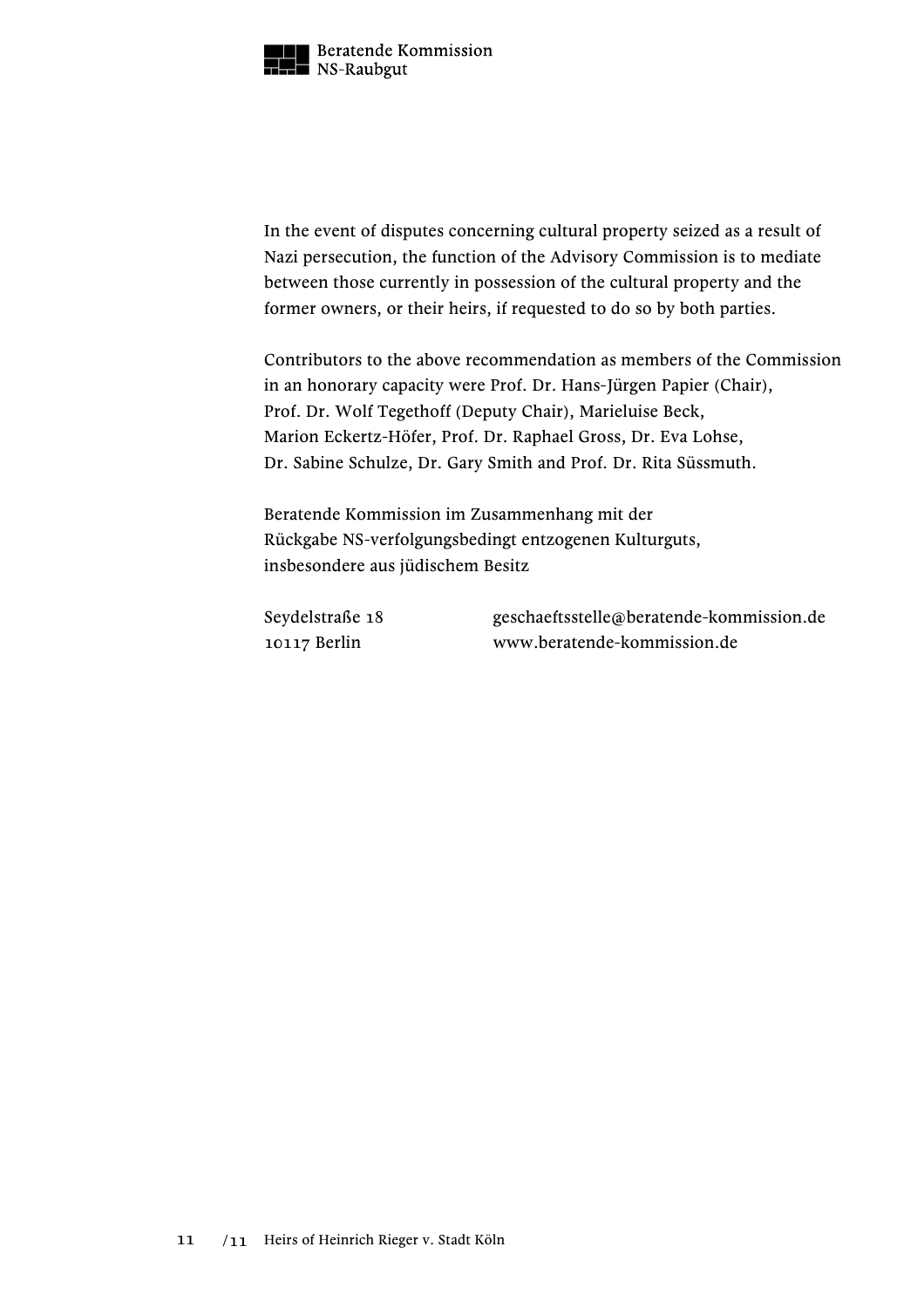In the event of disputes concerning cultural property seized as a result of Nazi persecution, the function of the Advisory Commission is to mediate between those currently in possession of the cultural property and the former owners, or their heirs, if requested to do so by both parties.

Contributors to the above recommendation as members of the Commission in an honorary capacity were Prof. Dr. Hans-Jürgen Papier (Chair), Prof. Dr. Wolf Tegethoff (Deputy Chair), Marieluise Beck, Marion Eckertz-Höfer, Prof. Dr. Raphael Gross, Dr. Eva Lohse, Dr. Sabine Schulze, Dr. Gary Smith and Prof. Dr. Rita Süssmuth.

Beratende Kommission im Zusammenhang mit der Rückgabe NS-verfolgungsbedingt entzogenen Kulturguts, insbesondere aus jüdischem Besitz

Seydelstraße 18
10117 Berlin

geschaeftsstelle@beratende-kommission.de
www.beratende-kommission.de